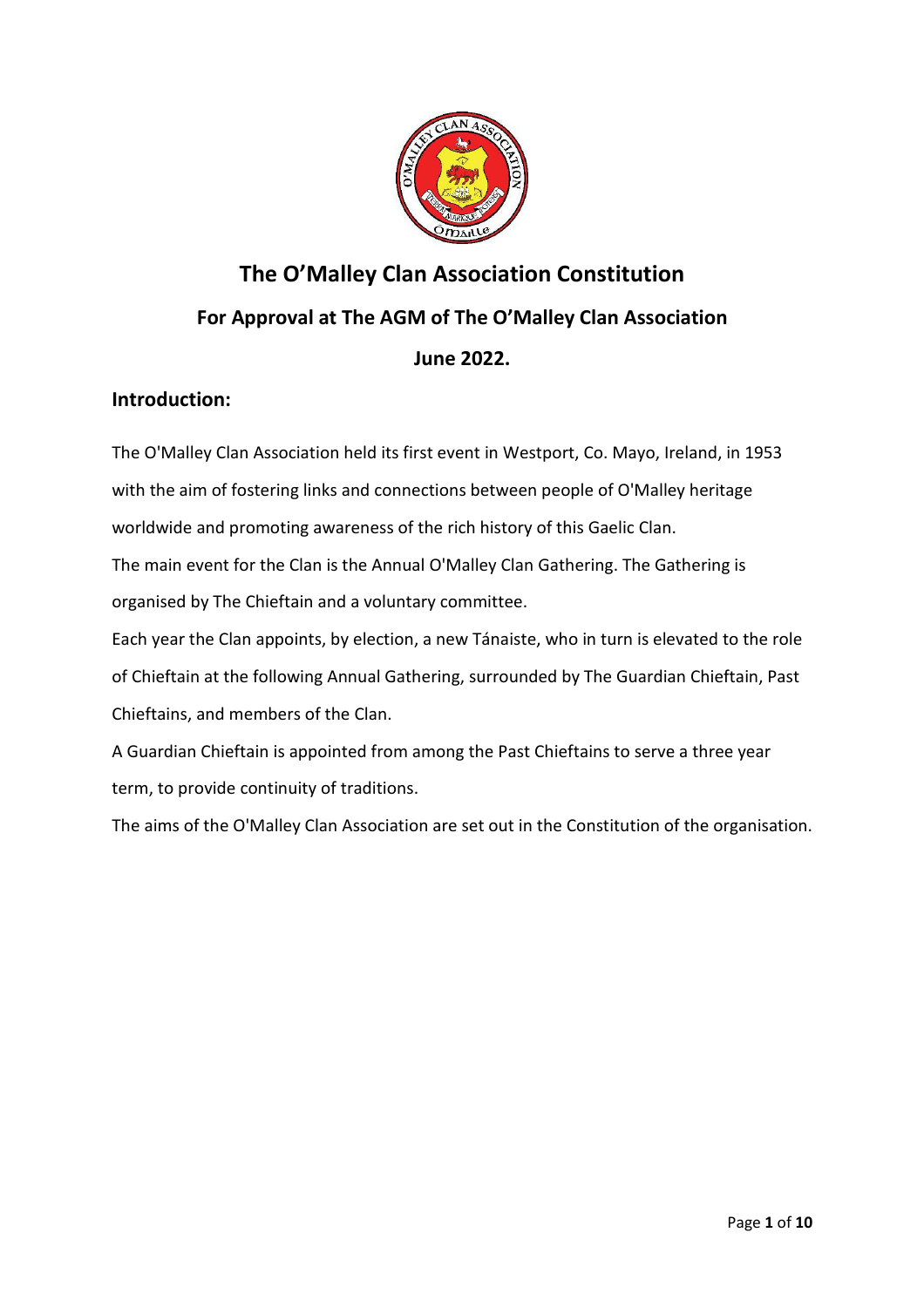# The O'Malley Clan Association Constitution

## For Approval at The AGM of The O'Malley Clan Association

## June 2022.

### Introduction:

The O'Malley Clan Association held its first event in Westport, Co. Mayo, Ireland, in 1953 with the aim of fostering links and connections between people of O'Malley heritage worldwide and promoting awareness of the rich history of this Gaelic Clan.

The main event for the Clan is the Annual O'Malley Clan Gathering. The Gathering is organised by The Chieftain and a voluntary committee.

Each year the Clan appoints, by election, a new Tánaiste, who in turn is elevated to the role of Chieftain at the following Annual Gathering, surrounded by The Guardian Chieftain, Past Chieftains, and members of the Clan.

A Guardian Chieftain is appointed from among the Past Chieftains to serve a three year term, to provide continuity of traditions.

The aims of the O'Malley Clan Association are set out in the Constitution of the organisation.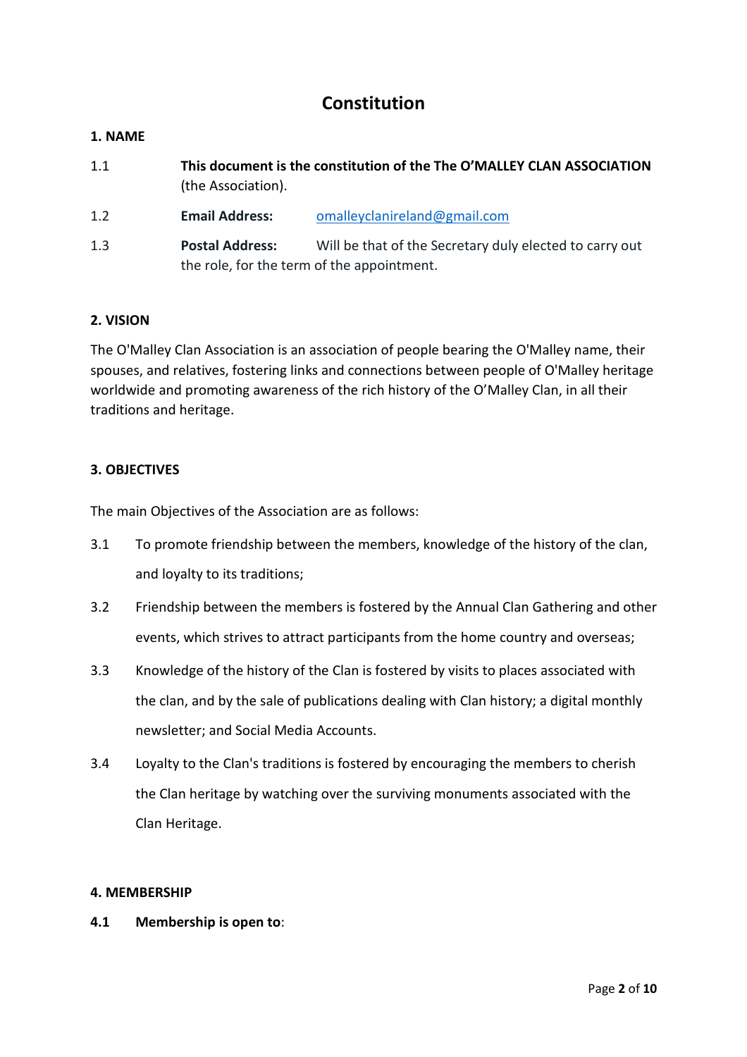# Constitution

**1. NAME**

1.1 **This document is the constitution of the The O'MALLEY CLAN ASSOCIATION** (the Association).

1.2 **Email Address:** omalleyclanireland@gmail.com

1.3 **Postal Address:** Will be that of the Secretary duly elected to carry out the role, for the term of the appointment.

**2. VISION**

The O'Malley Clan Association is an association of people bearing the O'Malley name, their spouses, and relatives, fostering links and connections between people of O'Malley heritage worldwide and promoting awareness of the rich history of the O'Malley Clan, in all their traditions and heritage.

**3. OBJECTIVES**

The main Objectives of the Association are as follows:

3.1 To promote friendship between the members, knowledge of the history of the clan, and loyalty to its traditions;

3.2 Friendship between the members is fostered by the Annual Clan Gathering and other events, which strives to attract participants from the home country and overseas;

3.3 Knowledge of the history of the Clan is fostered by visits to places associated with the clan, and by the sale of publications dealing with Clan history; a digital monthly newsletter; and Social Media Accounts.

3.4 Loyalty to the Clan's traditions is fostered by encouraging the members to cherish the Clan heritage by watching over the surviving monuments associated with the Clan Heritage.

**4. MEMBERSHIP**

**4.1 Membership is open to**: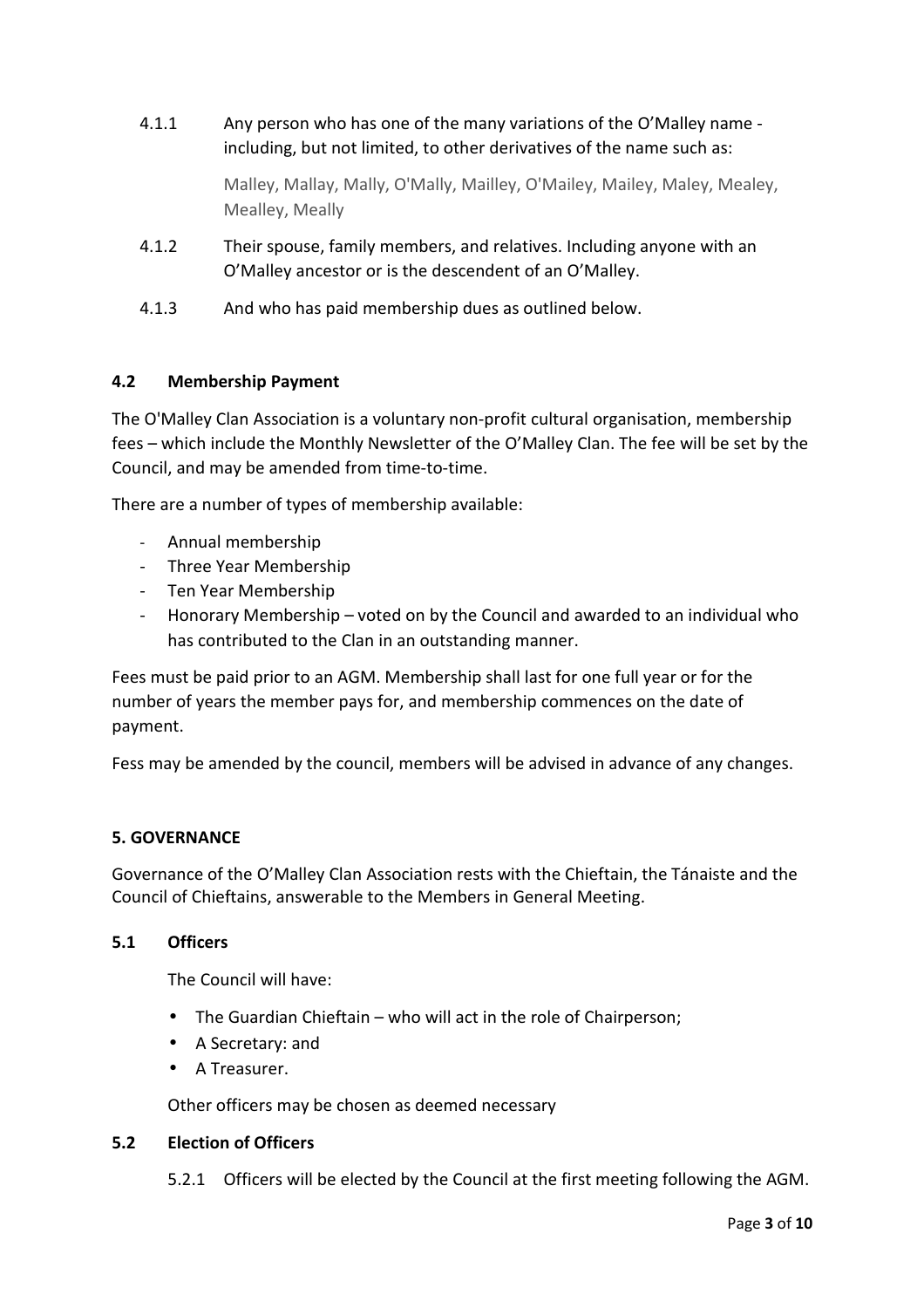4.1.1 Any person who has one of the many variations of the O'Malley name - including, but not limited, to other derivatives of the name such as:

Malley, Mallay, Mally, O'Mally, Mailley, O'Mailey, Mailey, Maley, Mealey, Mealley, Meally

4.1.2 Their spouse, family members, and relatives. Including anyone with an O'Malley ancestor or is the descendent of an O'Malley.

4.1.3 And who has paid membership dues as outlined below.

### 4.2 Membership Payment

The O'Malley Clan Association is a voluntary non-profit cultural organisation, membership fees – which include the Monthly Newsletter of the O'Malley Clan. The fee will be set by the Council, and may be amended from time-to-time.

There are a number of types of membership available:

- Annual membership
- Three Year Membership
- Ten Year Membership
- Honorary Membership – voted on by the Council and awarded to an individual who has contributed to the Clan in an outstanding manner.

Fees must be paid prior to an AGM. Membership shall last for one full year or for the number of years the member pays for, and membership commences on the date of payment.

Fess may be amended by the council, members will be advised in advance of any changes.

## 5. GOVERNANCE

Governance of the O'Malley Clan Association rests with the Chieftain, the Tánaiste and the Council of Chieftains, answerable to the Members in General Meeting.

### 5.1 Officers

The Council will have:

- The Guardian Chieftain – who will act in the role of Chairperson;
- A Secretary: and
- A Treasurer.

Other officers may be chosen as deemed necessary

### 5.2 Election of Officers

5.2.1 Officers will be elected by the Council at the first meeting following the AGM.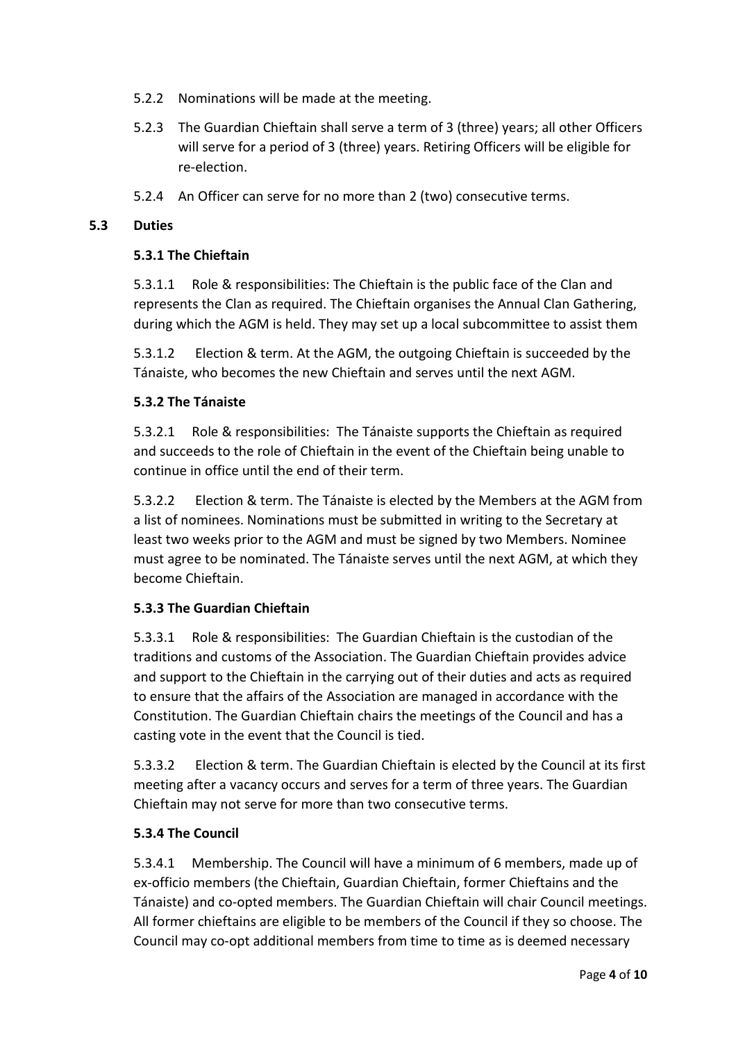5.2.2 Nominations will be made at the meeting.

5.2.3 The Guardian Chieftain shall serve a term of 3 (three) years; all other Officers will serve for a period of 3 (three) years. Retiring Officers will be eligible for re-election.

5.2.4 An Officer can serve for no more than 2 (two) consecutive terms.

### 5.3 Duties

#### 5.3.1 The Chieftain

5.3.1.1 Role & responsibilities: The Chieftain is the public face of the Clan and represents the Clan as required. The Chieftain organises the Annual Clan Gathering, during which the AGM is held. They may set up a local subcommittee to assist them

5.3.1.2 Election & term. At the AGM, the outgoing Chieftain is succeeded by the Tánaiste, who becomes the new Chieftain and serves until the next AGM.

#### 5.3.2 The Tánaiste

5.3.2.1 Role & responsibilities: The Tánaiste supports the Chieftain as required and succeeds to the role of Chieftain in the event of the Chieftain being unable to continue in office until the end of their term.

5.3.2.2 Election & term. The Tánaiste is elected by the Members at the AGM from a list of nominees. Nominations must be submitted in writing to the Secretary at least two weeks prior to the AGM and must be signed by two Members. Nominee must agree to be nominated. The Tánaiste serves until the next AGM, at which they become Chieftain.

#### 5.3.3 The Guardian Chieftain

5.3.3.1 Role & responsibilities: The Guardian Chieftain is the custodian of the traditions and customs of the Association. The Guardian Chieftain provides advice and support to the Chieftain in the carrying out of their duties and acts as required to ensure that the affairs of the Association are managed in accordance with the Constitution. The Guardian Chieftain chairs the meetings of the Council and has a casting vote in the event that the Council is tied.

5.3.3.2 Election & term. The Guardian Chieftain is elected by the Council at its first meeting after a vacancy occurs and serves for a term of three years. The Guardian Chieftain may not serve for more than two consecutive terms.

#### 5.3.4 The Council

5.3.4.1 Membership. The Council will have a minimum of 6 members, made up of ex-officio members (the Chieftain, Guardian Chieftain, former Chieftains and the Tánaiste) and co-opted members. The Guardian Chieftain will chair Council meetings. All former chieftains are eligible to be members of the Council if they so choose. The Council may co-opt additional members from time to time as is deemed necessary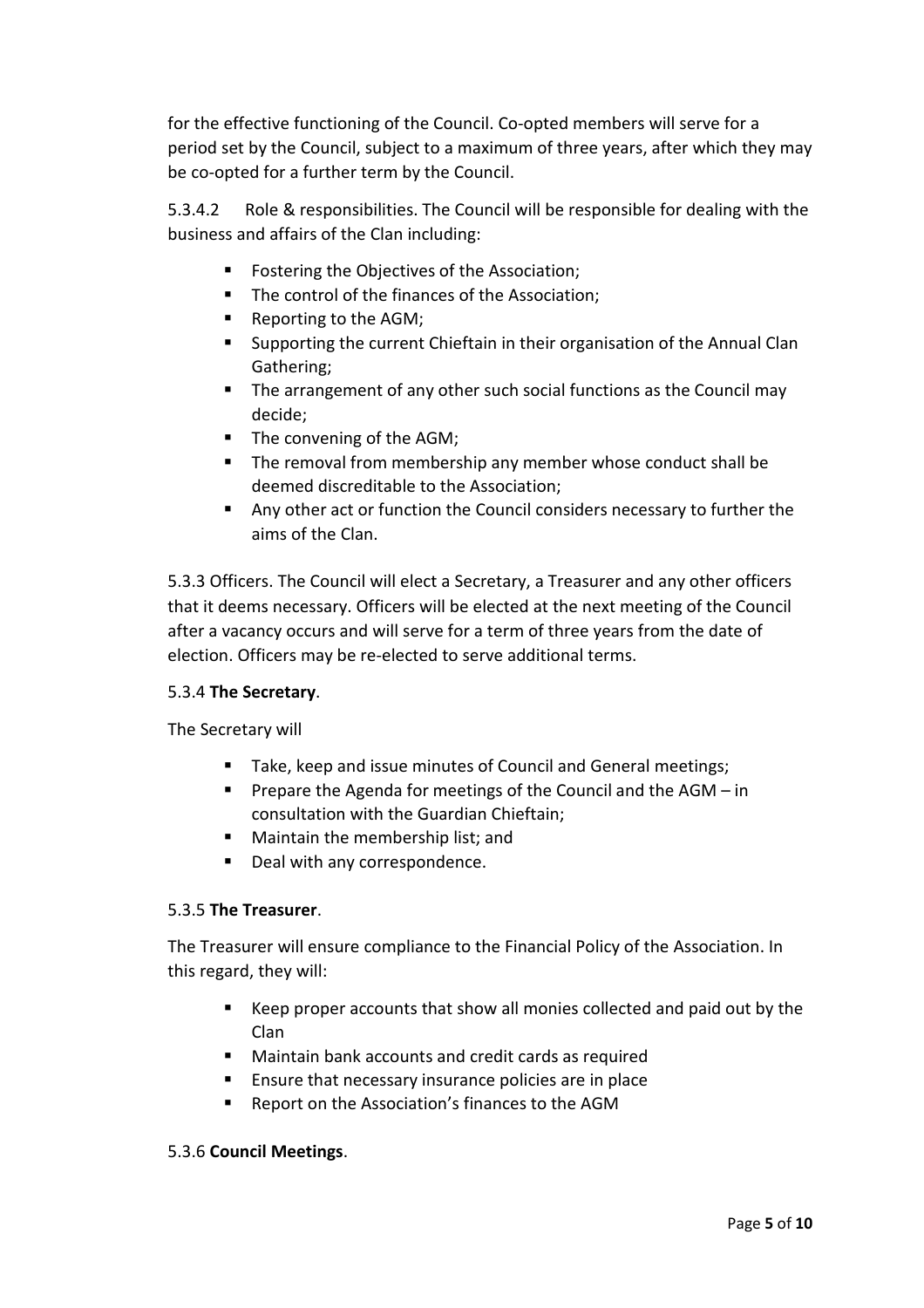for the effective functioning of the Council. Co-opted members will serve for a period set by the Council, subject to a maximum of three years, after which they may be co-opted for a further term by the Council.

5.3.4.2 Role & responsibilities. The Council will be responsible for dealing with the business and affairs of the Clan including:

- Fostering the Objectives of the Association;
- The control of the finances of the Association;
- Reporting to the AGM;
- Supporting the current Chieftain in their organisation of the Annual Clan Gathering;
- The arrangement of any other such social functions as the Council may decide;
- The convening of the AGM;
- The removal from membership any member whose conduct shall be deemed discreditable to the Association;
- Any other act or function the Council considers necessary to further the aims of the Clan.

5.3.3 Officers. The Council will elect a Secretary, a Treasurer and any other officers that it deems necessary. Officers will be elected at the next meeting of the Council after a vacancy occurs and will serve for a term of three years from the date of election. Officers may be re-elected to serve additional terms.

5.3.4 **The Secretary**.

The Secretary will

- Take, keep and issue minutes of Council and General meetings;
- Prepare the Agenda for meetings of the Council and the AGM – in consultation with the Guardian Chieftain;
- Maintain the membership list; and
- Deal with any correspondence.

5.3.5 **The Treasurer**.

The Treasurer will ensure compliance to the Financial Policy of the Association. In this regard, they will:

- Keep proper accounts that show all monies collected and paid out by the Clan
- Maintain bank accounts and credit cards as required
- Ensure that necessary insurance policies are in place
- Report on the Association's finances to the AGM

5.3.6 **Council Meetings**.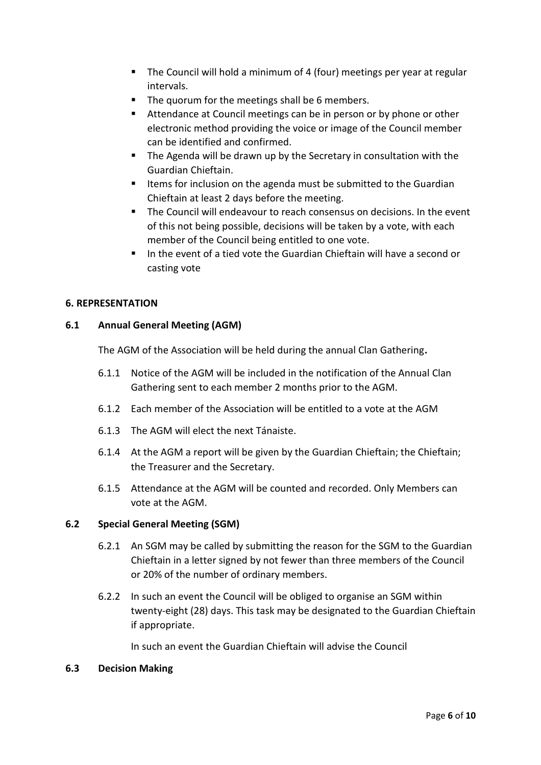- The Council will hold a minimum of 4 (four) meetings per year at regular intervals.
- The quorum for the meetings shall be 6 members.
- Attendance at Council meetings can be in person or by phone or other electronic method providing the voice or image of the Council member can be identified and confirmed.
- The Agenda will be drawn up by the Secretary in consultation with the Guardian Chieftain.
- Items for inclusion on the agenda must be submitted to the Guardian Chieftain at least 2 days before the meeting.
- The Council will endeavour to reach consensus on decisions. In the event of this not being possible, decisions will be taken by a vote, with each member of the Council being entitled to one vote.
- In the event of a tied vote the Guardian Chieftain will have a second or casting vote

## 6. REPRESENTATION

### 6.1 Annual General Meeting (AGM)

The AGM of the Association will be held during the annual Clan Gathering**.**

6.1.1 Notice of the AGM will be included in the notification of the Annual Clan Gathering sent to each member 2 months prior to the AGM.

6.1.2 Each member of the Association will be entitled to a vote at the AGM

6.1.3 The AGM will elect the next Tánaiste.

6.1.4 At the AGM a report will be given by the Guardian Chieftain; the Chieftain; the Treasurer and the Secretary.

6.1.5 Attendance at the AGM will be counted and recorded. Only Members can vote at the AGM.

### 6.2 Special General Meeting (SGM)

6.2.1 An SGM may be called by submitting the reason for the SGM to the Guardian Chieftain in a letter signed by not fewer than three members of the Council or 20% of the number of ordinary members.

6.2.2 In such an event the Council will be obliged to organise an SGM within twenty-eight (28) days. This task may be designated to the Guardian Chieftain if appropriate.

In such an event the Guardian Chieftain will advise the Council

### 6.3 Decision Making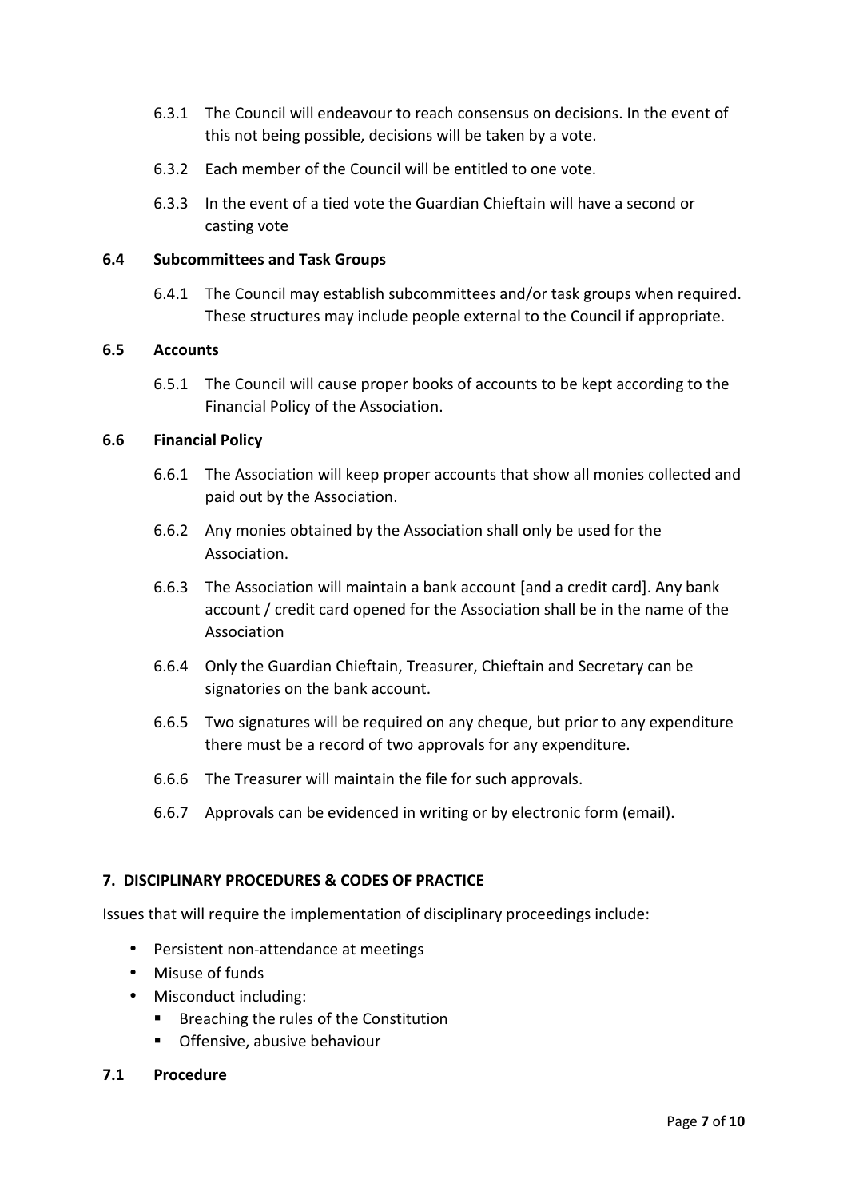6.3.1 The Council will endeavour to reach consensus on decisions. In the event of this not being possible, decisions will be taken by a vote.

6.3.2 Each member of the Council will be entitled to one vote.

6.3.3 In the event of a tied vote the Guardian Chieftain will have a second or casting vote

### 6.4 Subcommittees and Task Groups

6.4.1 The Council may establish subcommittees and/or task groups when required. These structures may include people external to the Council if appropriate.

### 6.5 Accounts

6.5.1 The Council will cause proper books of accounts to be kept according to the Financial Policy of the Association.

### 6.6 Financial Policy

6.6.1 The Association will keep proper accounts that show all monies collected and paid out by the Association.

6.6.2 Any monies obtained by the Association shall only be used for the Association.

6.6.3 The Association will maintain a bank account [and a credit card]. Any bank account / credit card opened for the Association shall be in the name of the Association

6.6.4 Only the Guardian Chieftain, Treasurer, Chieftain and Secretary can be signatories on the bank account.

6.6.5 Two signatures will be required on any cheque, but prior to any expenditure there must be a record of two approvals for any expenditure.

6.6.6 The Treasurer will maintain the file for such approvals.

6.6.7 Approvals can be evidenced in writing or by electronic form (email).

## 7. DISCIPLINARY PROCEDURES & CODES OF PRACTICE

Issues that will require the implementation of disciplinary proceedings include:

- Persistent non-attendance at meetings
- Misuse of funds
- Misconduct including:
  - Breaching the rules of the Constitution
  - Offensive, abusive behaviour

### 7.1 Procedure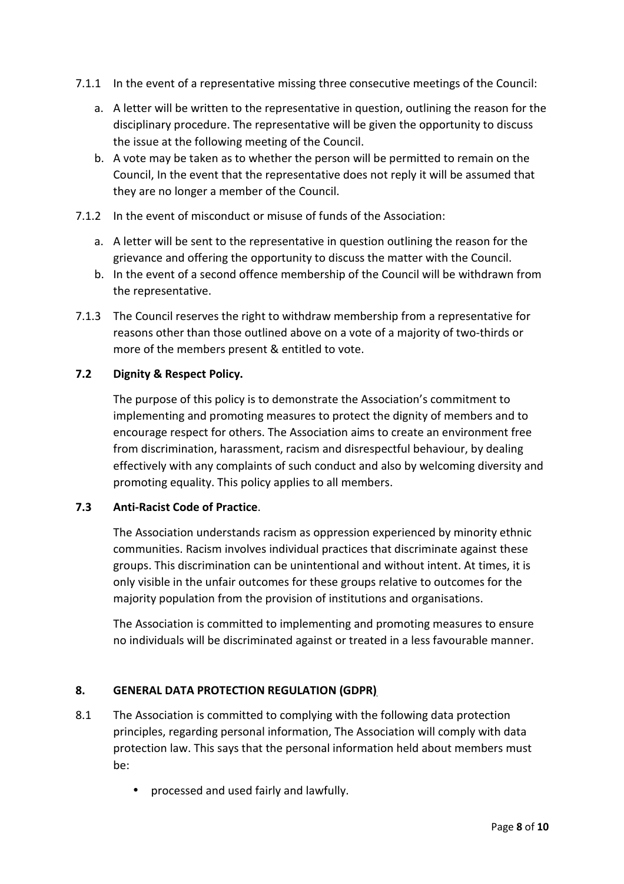7.1.1 In the event of a representative missing three consecutive meetings of the Council:

a. A letter will be written to the representative in question, outlining the reason for the disciplinary procedure. The representative will be given the opportunity to discuss the issue at the following meeting of the Council.
b. A vote may be taken as to whether the person will be permitted to remain on the Council, In the event that the representative does not reply it will be assumed that they are no longer a member of the Council.

7.1.2 In the event of misconduct or misuse of funds of the Association:

a. A letter will be sent to the representative in question outlining the reason for the grievance and offering the opportunity to discuss the matter with the Council.
b. In the event of a second offence membership of the Council will be withdrawn from the representative.

7.1.3 The Council reserves the right to withdraw membership from a representative for reasons other than those outlined above on a vote of a majority of two-thirds or more of the members present & entitled to vote.

**7.2 Dignity & Respect Policy.**

The purpose of this policy is to demonstrate the Association's commitment to implementing and promoting measures to protect the dignity of members and to encourage respect for others. The Association aims to create an environment free from discrimination, harassment, racism and disrespectful behaviour, by dealing effectively with any complaints of such conduct and also by welcoming diversity and promoting equality. This policy applies to all members.

**7.3 Anti-Racist Code of Practice**.

The Association understands racism as oppression experienced by minority ethnic communities. Racism involves individual practices that discriminate against these groups. This discrimination can be unintentional and without intent. At times, it is only visible in the unfair outcomes for these groups relative to outcomes for the majority population from the provision of institutions and organisations.

The Association is committed to implementing and promoting measures to ensure no individuals will be discriminated against or treated in a less favourable manner.

## 8. GENERAL DATA PROTECTION REGULATION (GDPR)

8.1 The Association is committed to complying with the following data protection principles, regarding personal information, The Association will comply with data protection law. This says that the personal information held about members must be:

- processed and used fairly and lawfully.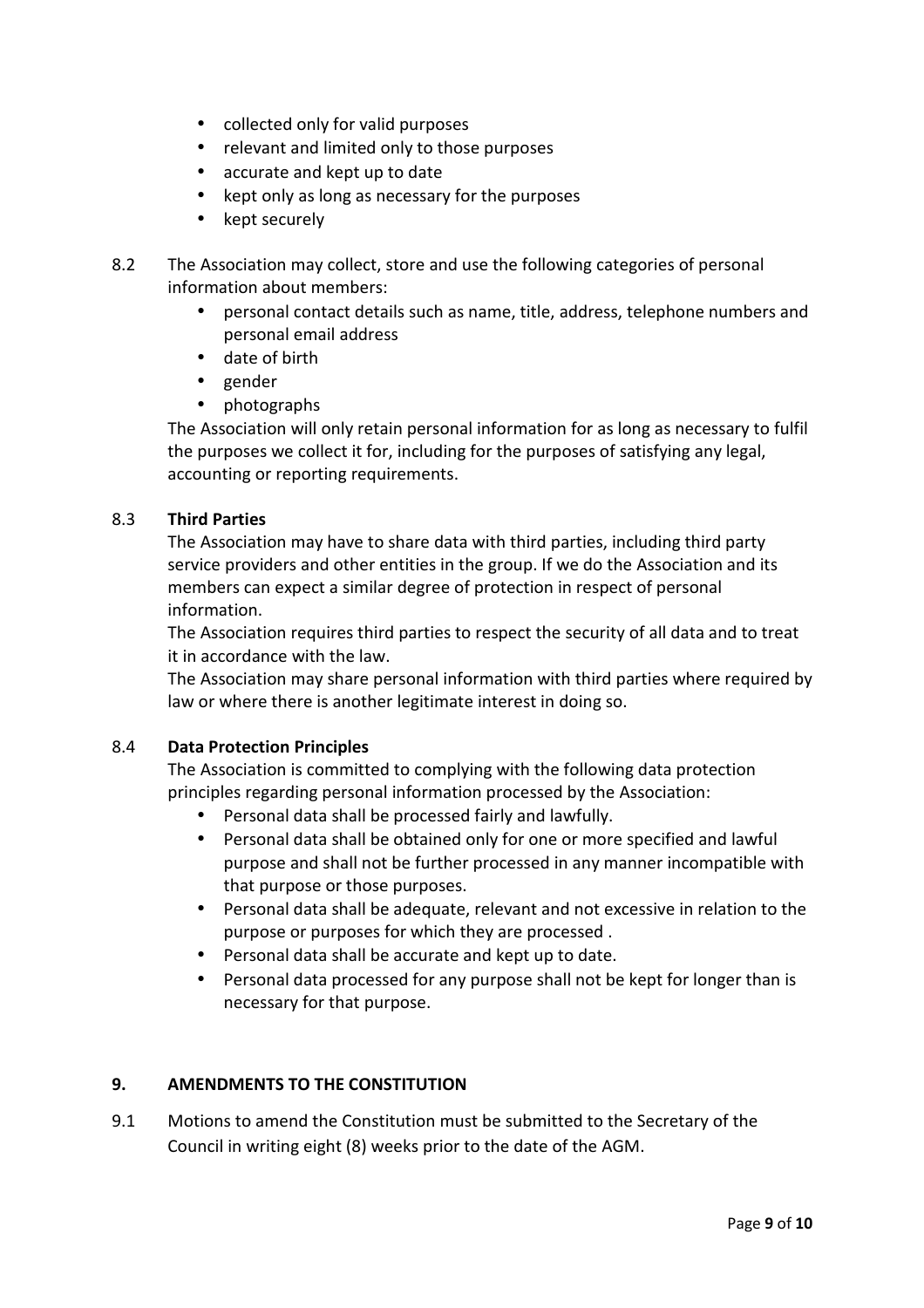- collected only for valid purposes
- relevant and limited only to those purposes
- accurate and kept up to date
- kept only as long as necessary for the purposes
- kept securely

8.2 The Association may collect, store and use the following categories of personal information about members:

- personal contact details such as name, title, address, telephone numbers and personal email address
- date of birth
- gender
- photographs

The Association will only retain personal information for as long as necessary to fulfil the purposes we collect it for, including for the purposes of satisfying any legal, accounting or reporting requirements.

8.3 **Third Parties**

The Association may have to share data with third parties, including third party service providers and other entities in the group. If we do the Association and its members can expect a similar degree of protection in respect of personal information.

The Association requires third parties to respect the security of all data and to treat it in accordance with the law.

The Association may share personal information with third parties where required by law or where there is another legitimate interest in doing so.

8.4 **Data Protection Principles**

The Association is committed to complying with the following data protection principles regarding personal information processed by the Association:

- Personal data shall be processed fairly and lawfully.
- Personal data shall be obtained only for one or more specified and lawful purpose and shall not be further processed in any manner incompatible with that purpose or those purposes.
- Personal data shall be adequate, relevant and not excessive in relation to the purpose or purposes for which they are processed .
- Personal data shall be accurate and kept up to date.
- Personal data processed for any purpose shall not be kept for longer than is necessary for that purpose.

## 9. AMENDMENTS TO THE CONSTITUTION

9.1 Motions to amend the Constitution must be submitted to the Secretary of the Council in writing eight (8) weeks prior to the date of the AGM.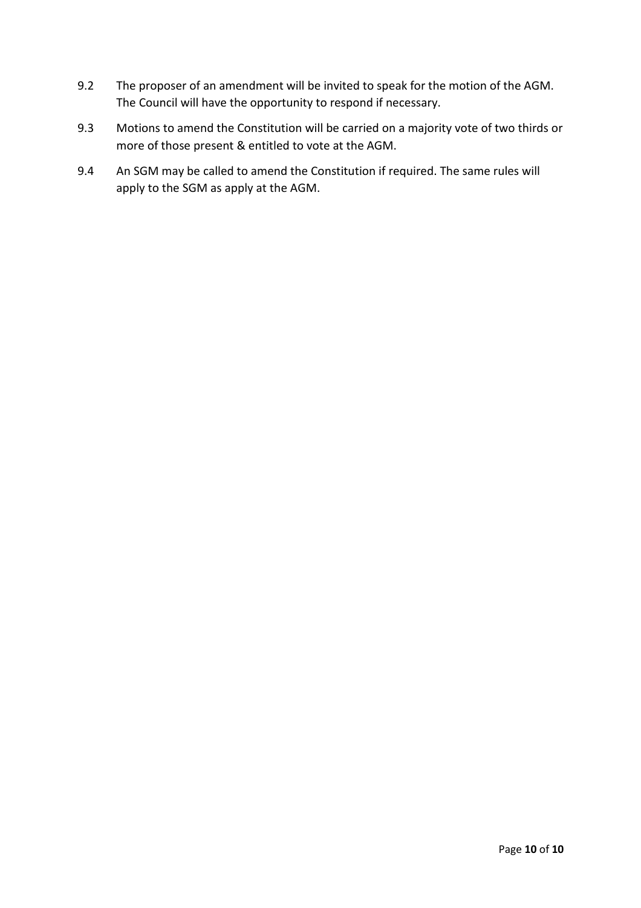9.2 The proposer of an amendment will be invited to speak for the motion of the AGM. The Council will have the opportunity to respond if necessary.

9.3 Motions to amend the Constitution will be carried on a majority vote of two thirds or more of those present & entitled to vote at the AGM.

9.4 An SGM may be called to amend the Constitution if required. The same rules will apply to the SGM as apply at the AGM.